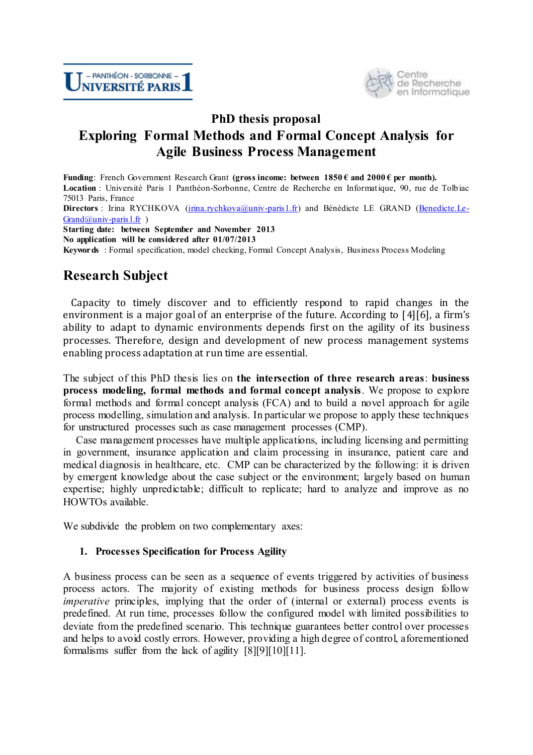# PhD thesis proposal

# Exploring Formal Methods and Formal Concept Analysis for Agile Business Process Management

**Funding**: French Government Research Grant **(gross income: between 1850 € and 2000 € per month).**
**Location** : Université Paris 1 Panthéon-Sorbonne, Centre de Recherche en Informatique, 90, rue de Tolbiac 75013 Paris, France
**Directors** : Irina RYCHKOVA (irina.rychkova@univ-paris1.fr) and Bénédicte LE GRAND (Benedicte.Le-Grand@univ-paris1.fr )
**Starting date: between September and November 2013**
**No application will be considered after 01/07/2013**
**Keywords** : Formal specification, model checking, Formal Concept Analysis, Business Process Modeling

## Research Subject

Capacity to timely discover and to efficiently respond to rapid changes in the environment is a major goal of an enterprise of the future. According to [4][6], a firm's ability to adapt to dynamic environments depends first on the agility of its business processes. Therefore, design and development of new process management systems enabling process adaptation at run time are essential.

The subject of this PhD thesis lies on **the intersection of three research areas**: **business process modeling, formal methods and formal concept analysis**. We propose to explore formal methods and formal concept analysis (FCA) and to build a novel approach for agile process modelling, simulation and analysis. In particular we propose to apply these techniques for unstructured processes such as case management processes (CMP).

Case management processes have multiple applications, including licensing and permitting in government, insurance application and claim processing in insurance, patient care and medical diagnosis in healthcare, etc. CMP can be characterized by the following: it is driven by emergent knowledge about the case subject or the environment; largely based on human expertise; highly unpredictable; difficult to replicate; hard to analyze and improve as no HOWTOs available.

We subdivide the problem on two complementary axes:

### 1. Processes Specification for Process Agility

A business process can be seen as a sequence of events triggered by activities of business process actors. The majority of existing methods for business process design follow *imperative* principles, implying that the order of (internal or external) process events is predefined. At run time, processes follow the configured model with limited possibilities to deviate from the predefined scenario. This technique guarantees better control over processes and helps to avoid costly errors. However, providing a high degree of control, aforementioned formalisms suffer from the lack of agility [8][9][10][11].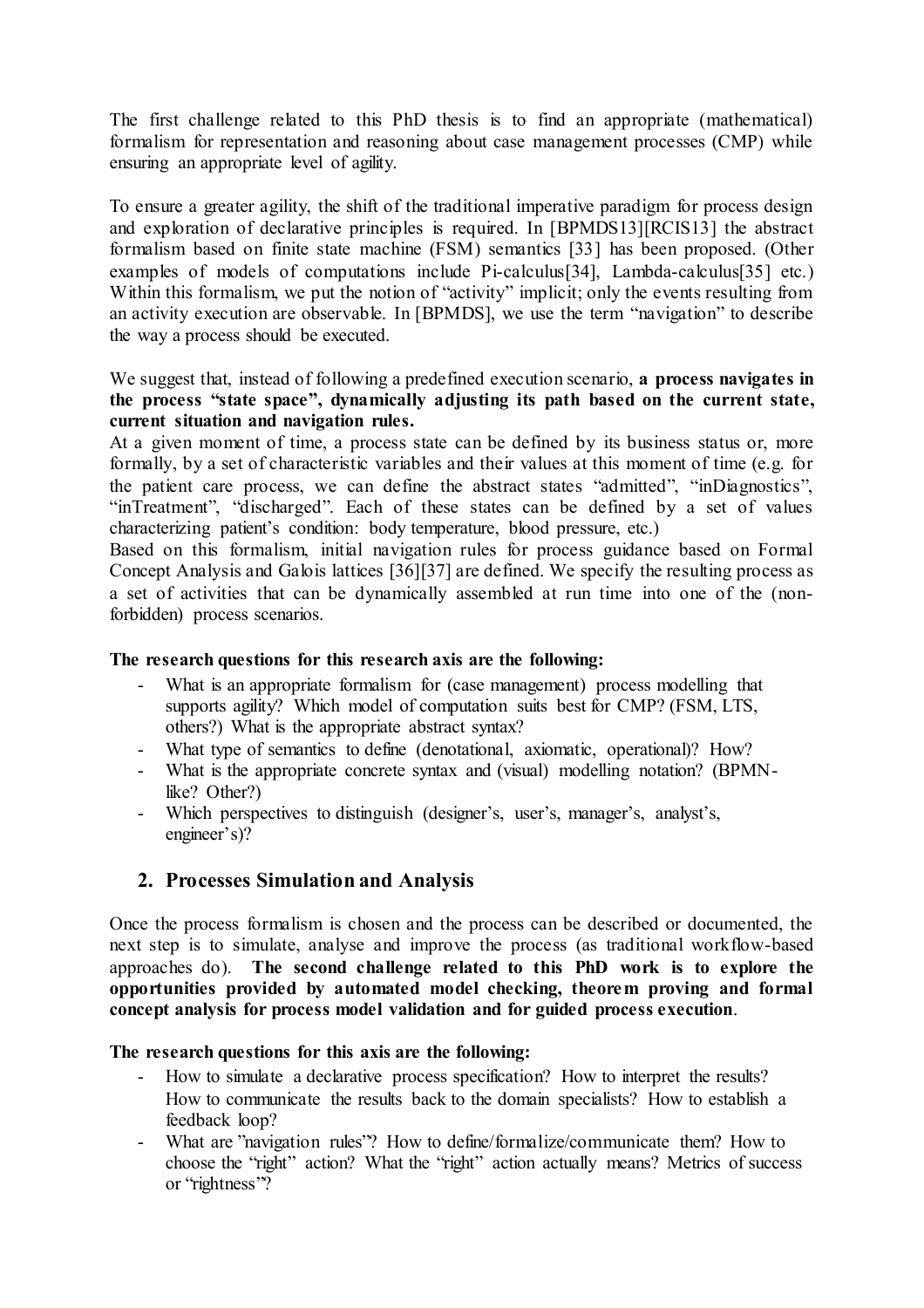The first challenge related to this PhD thesis is to find an appropriate (mathematical) formalism for representation and reasoning about case management processes (CMP) while ensuring an appropriate level of agility.

To ensure a greater agility, the shift of the traditional imperative paradigm for process design and exploration of declarative principles is required. In [BPMDS13][RCIS13] the abstract formalism based on finite state machine (FSM) semantics [33] has been proposed. (Other examples of models of computations include Pi-calculus[34], Lambda-calculus[35] etc.) Within this formalism, we put the notion of "activity" implicit; only the events resulting from an activity execution are observable. In [BPMDS], we use the term "navigation" to describe the way a process should be executed.

We suggest that, instead of following a predefined execution scenario, **a process navigates in the process "state space", dynamically adjusting its path based on the current state, current situation and navigation rules.**

At a given moment of time, a process state can be defined by its business status or, more formally, by a set of characteristic variables and their values at this moment of time (e.g. for the patient care process, we can define the abstract states "admitted", "inDiagnostics", "inTreatment", "discharged". Each of these states can be defined by a set of values characterizing patient's condition: body temperature, blood pressure, etc.)

Based on this formalism, initial navigation rules for process guidance based on Formal Concept Analysis and Galois lattices [36][37] are defined. We specify the resulting process as a set of activities that can be dynamically assembled at run time into one of the (non-forbidden) process scenarios.

**The research questions for this research axis are the following:**

- What is an appropriate formalism for (case management) process modelling that supports agility? Which model of computation suits best for CMP? (FSM, LTS, others?) What is the appropriate abstract syntax?
- What type of semantics to define (denotational, axiomatic, operational)? How?
- What is the appropriate concrete syntax and (visual) modelling notation? (BPMN-like? Other?)
- Which perspectives to distinguish (designer's, user's, manager's, analyst's, engineer's)?

## 2. Processes Simulation and Analysis

Once the process formalism is chosen and the process can be described or documented, the next step is to simulate, analyse and improve the process (as traditional workflow-based approaches do). **The second challenge related to this PhD work is to explore the opportunities provided by automated model checking, theorem proving and formal concept analysis for process model validation and for guided process execution**.

**The research questions for this axis are the following:**

- How to simulate a declarative process specification? How to interpret the results? How to communicate the results back to the domain specialists? How to establish a feedback loop?
- What are "navigation rules"? How to define/formalize/communicate them? How to choose the "right" action? What the "right" action actually means? Metrics of success or "rightness"?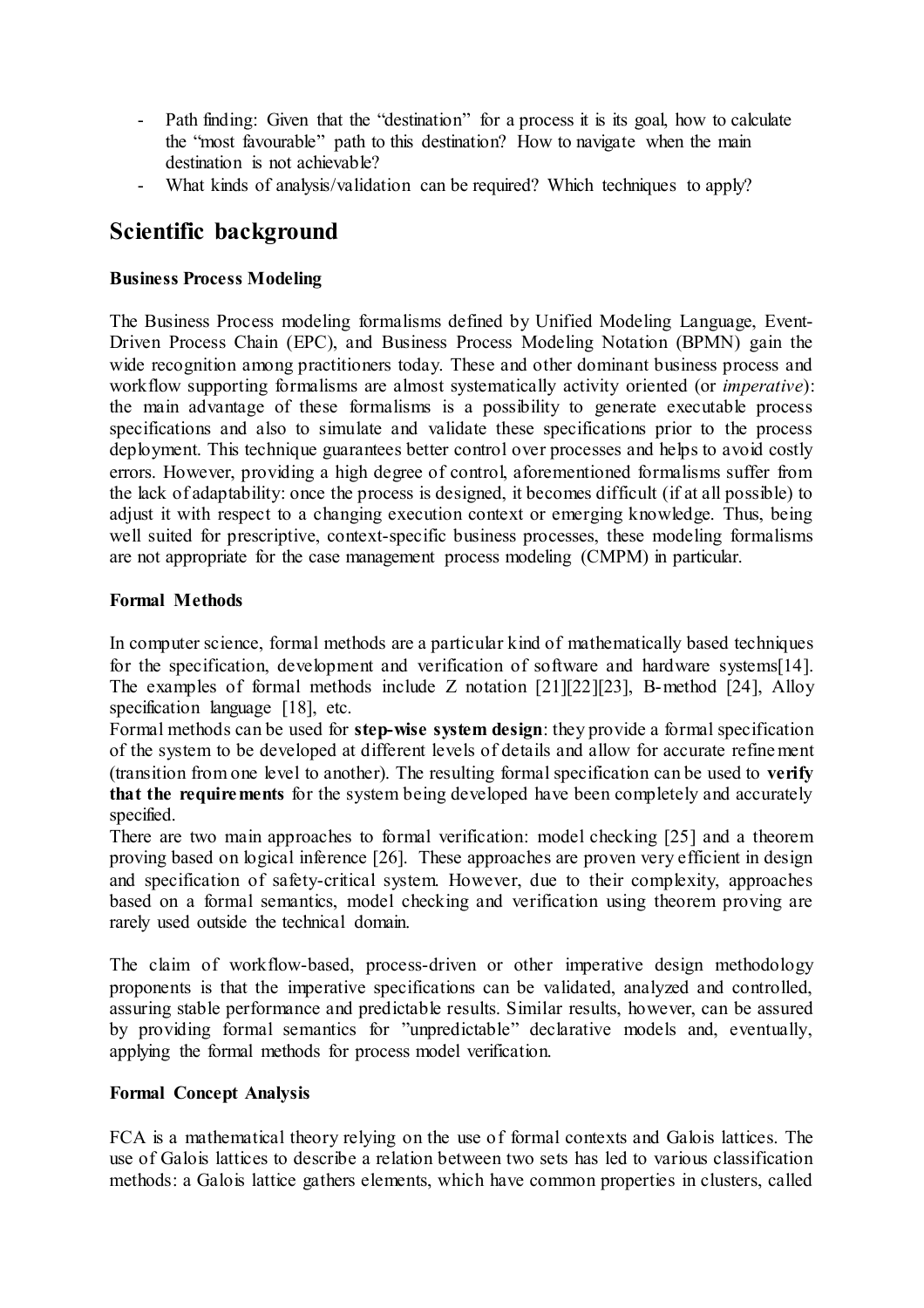- Path finding: Given that the "destination" for a process it is its goal, how to calculate the "most favourable" path to this destination? How to navigate when the main destination is not achievable?
- What kinds of analysis/validation can be required? Which techniques to apply?

# Scientific background

### Business Process Modeling

The Business Process modeling formalisms defined by Unified Modeling Language, Event-Driven Process Chain (EPC), and Business Process Modeling Notation (BPMN) gain the wide recognition among practitioners today. These and other dominant business process and workflow supporting formalisms are almost systematically activity oriented (or *imperative*): the main advantage of these formalisms is a possibility to generate executable process specifications and also to simulate and validate these specifications prior to the process deployment. This technique guarantees better control over processes and helps to avoid costly errors. However, providing a high degree of control, aforementioned formalisms suffer from the lack of adaptability: once the process is designed, it becomes difficult (if at all possible) to adjust it with respect to a changing execution context or emerging knowledge. Thus, being well suited for prescriptive, context-specific business processes, these modeling formalisms are not appropriate for the case management process modeling (CMPM) in particular.

### Formal Methods

In computer science, formal methods are a particular kind of mathematically based techniques for the specification, development and verification of software and hardware systems[14]. The examples of formal methods include Z notation [21][22][23], B-method [24], Alloy specification language [18], etc.

Formal methods can be used for **step-wise system design**: they provide a formal specification of the system to be developed at different levels of details and allow for accurate refinement (transition from one level to another). The resulting formal specification can be used to **verify that the requirements** for the system being developed have been completely and accurately specified.

There are two main approaches to formal verification: model checking [25] and a theorem proving based on logical inference [26]. These approaches are proven very efficient in design and specification of safety-critical system. However, due to their complexity, approaches based on a formal semantics, model checking and verification using theorem proving are rarely used outside the technical domain.

The claim of workflow-based, process-driven or other imperative design methodology proponents is that the imperative specifications can be validated, analyzed and controlled, assuring stable performance and predictable results. Similar results, however, can be assured by providing formal semantics for "unpredictable" declarative models and, eventually, applying the formal methods for process model verification.

### Formal Concept Analysis

FCA is a mathematical theory relying on the use of formal contexts and Galois lattices. The use of Galois lattices to describe a relation between two sets has led to various classification methods: a Galois lattice gathers elements, which have common properties in clusters, called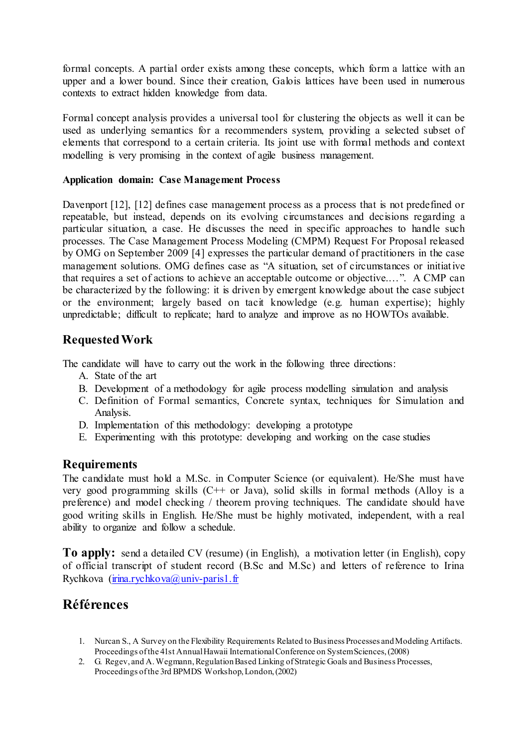formal concepts. A partial order exists among these concepts, which form a lattice with an upper and a lower bound. Since their creation, Galois lattices have been used in numerous contexts to extract hidden knowledge from data.

Formal concept analysis provides a universal tool for clustering the objects as well it can be used as underlying semantics for a recommenders system, providing a selected subset of elements that correspond to a certain criteria. Its joint use with formal methods and context modelling is very promising in the context of agile business management.

**Application domain: Case Management Process**

Davenport [12], [12] defines case management process as a process that is not predefined or repeatable, but instead, depends on its evolving circumstances and decisions regarding a particular situation, a case. He discusses the need in specific approaches to handle such processes. The Case Management Process Modeling (CMPM) Request For Proposal released by OMG on September 2009 [4] expresses the particular demand of practitioners in the case management solutions. OMG defines case as "A situation, set of circumstances or initiative that requires a set of actions to achieve an acceptable outcome or objective.…". A CMP can be characterized by the following: it is driven by emergent knowledge about the case subject or the environment; largely based on tacit knowledge (e.g. human expertise); highly unpredictable; difficult to replicate; hard to analyze and improve as no HOWTOs available.

## Requested Work

The candidate will have to carry out the work in the following three directions:

A. State of the art
B. Development of a methodology for agile process modelling simulation and analysis
C. Definition of Formal semantics, Concrete syntax, techniques for Simulation and Analysis.
D. Implementation of this methodology: developing a prototype
E. Experimenting with this prototype: developing and working on the case studies

## Requirements

The candidate must hold a M.Sc. in Computer Science (or equivalent). He/She must have very good programming skills (C++ or Java), solid skills in formal methods (Alloy is a preference) and model checking / theorem proving techniques. The candidate should have good writing skills in English. He/She must be highly motivated, independent, with a real ability to organize and follow a schedule.

**To apply:** send a detailed CV (resume) (in English), a motivation letter (in English), copy of official transcript of student record (B.Sc and M.Sc) and letters of reference to Irina Rychkova (irina.rychkova@univ-paris1.fr)

## Références

1. Nurcan S., A Survey on the Flexibility Requirements Related to Business Processes and Modeling Artifacts. Proceedings of the 41st Annual Hawaii International Conference on System Sciences, (2008)
2. G. Regev, and A. Wegmann, Regulation Based Linking of Strategic Goals and Business Processes, Proceedings of the 3rd BPMDS Workshop, London, (2002)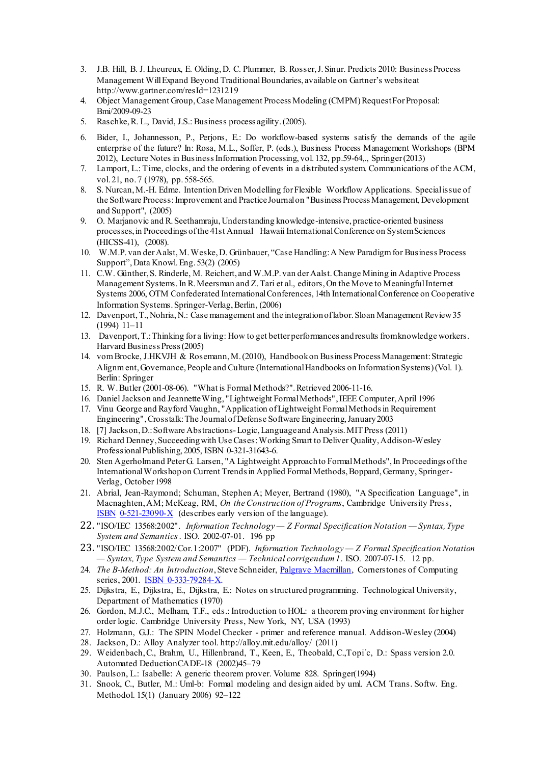3. J.B. Hill, B. J. Lheureux, E. Olding, D. C. Plummer, B. Rosser, J. Sinur. Predicts 2010: Business Process Management Will Expand Beyond Traditional Boundaries, available on Gartner's website at http://www.gartner.com/resId=1231219
4. Object Management Group, Case Management Process Modeling (CMPM) Request For Proposal: Bmi/2009-09-23
5. Raschke, R. L., David, J.S.: Business process agility. (2005).
6. Bider, I., Johannesson, P., Perjons, E.: Do workflow-based systems satisfy the demands of the agile enterprise of the future? In: Rosa, M.L., Soffer, P. (eds.), Business Process Management Workshops (BPM 2012), Lecture Notes in Business Information Processing, vol. 132, pp.59-64,., Springer (2013)
7. Lamport, L.: Time, clocks, and the ordering of events in a distributed system. Communications of the ACM, vol. 21, no. 7 (1978), pp. 558-565.
8. S. Nurcan, M.-H. Edme. Intention Driven Modelling for Flexible Workflow Applications. Special issue of the Software Process: Improvement and Practice Journal on "Business Process Management, Development and Support", (2005)
9. O. Marjanovic and R. Seethamraju, Understanding knowledge-intensive, practice-oriented business processes, in Proceedings of the 41st Annual Hawaii International Conference on System Sciences (HICSS-41), (2008).
10. W.M.P. van der Aalst, M. Weske, D. Grünbauer, "Case Handling: A New Paradigm for Business Process Support", Data Knowl. Eng. 53(2) (2005)
11. C.W. Günther, S. Rinderle, M. Reichert, and W.M.P. van der Aalst. Change Mining in Adaptive Process Management Systems. In R. Meersman and Z. Tari et al., editors, On the Move to Meaningful Internet Systems 2006, OTM Confederated International Conferences, 14th International Conference on Cooperative Information Systems. Springer-Verlag, Berlin, (2006)
12. Davenport, T., Nohria, N.: Case management and the integration of labor. Sloan Management Review 35 (1994) 11–11
13. Davenport, T.: Thinking for a living: How to get better performances and results from knowledge workers. Harvard Business Press (2005)
14. vom Brocke, J.HKVJH & Rosemann, M. (2010), Handbook on Business Process Management: Strategic Alignment, Governance, People and Culture (International Handbooks on Information Systems) (Vol. 1). Berlin: Springer
15. R. W. Butler (2001-08-06). "What is Formal Methods?". Retrieved 2006-11-16.
16. Daniel Jackson and Jeannette Wing, "Lightweight Formal Methods", IEEE Computer, April 1996
17. Vinu George and Rayford Vaughn, "Application of Lightweight Formal Methods in Requirement Engineering", Crosstalk: The Journal of Defense Software Engineering, January 2003
18. [7] Jackson, D.: Software Abstractions- Logic, Language and Analysis. MIT Press (2011)
19. Richard Denney, Succeeding with Use Cases: Working Smart to Deliver Quality, Addison-Wesley Professional Publishing, 2005, ISBN 0-321-31643-6.
20. Sten Agerholm and Peter G. Larsen, "A Lightweight Approach to Formal Methods", In Proceedings of the International Workshop on Current Trends in Applied Formal Methods, Boppard, Germany, Springer-Verlag, October 1998
21. Abrial, Jean-Raymond; Schuman, Stephen A; Meyer, Bertrand (1980), "A Specification Language", in Macnaghten, AM; McKeag, RM, *On the Construction of Programs*, Cambridge University Press, ISBN 0-521-23090-X (describes early version of the language).
22. "ISO/IEC 13568:2002". *Information Technology — Z Formal Specification Notation — Syntax, Type System and Semantics*. ISO. 2002-07-01. 196 pp
23. "ISO/IEC 13568:2002/Cor.1:2007" (PDF). *Information Technology — Z Formal Specification Notation — Syntax, Type System and Semantics — Technical corrigendum 1*. ISO. 2007-07-15. 12 pp.
24. *The B-Method: An Introduction*, Steve Schneider, Palgrave Macmillan, Cornerstones of Computing series, 2001. ISBN 0-333-79284-X.
25. Dijkstra, E., Dijkstra, E., Dijkstra, E.: Notes on structured programming. Technological University, Department of Mathematics (1970)
26. Gordon, M.J.C., Melham, T.F., eds.: Introduction to HOL: a theorem proving environment for higher order logic. Cambridge University Press, New York, NY, USA (1993)
27. Holzmann, G.J.: The SPIN Model Checker - primer and reference manual. Addison-Wesley (2004)
28. Jackson, D.: Alloy Analyzer tool. http://alloy.mit.edu/alloy/ (2011)
29. Weidenbach, C., Brahm, U., Hillenbrand, T., Keen, E., Theobald, C.,Topi´c, D.: Spass version 2.0. Automated DeductionCADE-18 (2002)45–79
30. Paulson, L.: Isabelle: A generic theorem prover. Volume 828. Springer(1994)
31. Snook, C., Butler, M.: Uml-b: Formal modeling and design aided by uml. ACM Trans. Softw. Eng. Methodol. 15(1) (January 2006) 92–122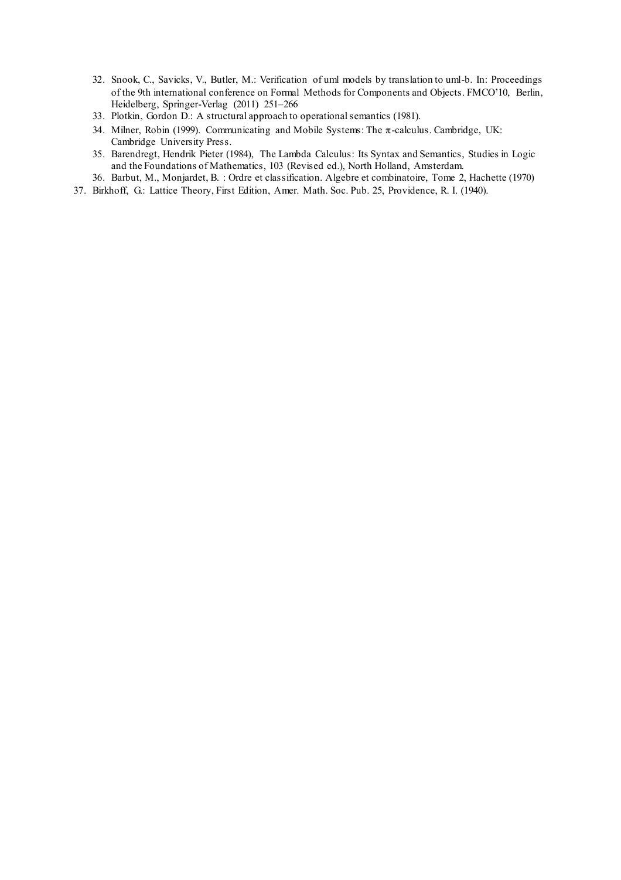32. Snook, C., Savicks, V., Butler, M.: Verification of uml models by translation to uml-b. In: Proceedings of the 9th international conference on Formal Methods for Components and Objects. FMCO'10, Berlin, Heidelberg, Springer-Verlag (2011) 251–266
33. Plotkin, Gordon D.: A structural approach to operational semantics (1981).
34. Milner, Robin (1999). Communicating and Mobile Systems: The $\pi$-calculus. Cambridge, UK: Cambridge University Press.
35. Barendregt, Hendrik Pieter (1984), The Lambda Calculus: Its Syntax and Semantics, Studies in Logic and the Foundations of Mathematics, 103 (Revised ed.), North Holland, Amsterdam.
36. Barbut, M., Monjardet, B. : Ordre et classification. Algebre et combinatoire, Tome 2, Hachette (1970)
37. Birkhoff, G.: Lattice Theory, First Edition, Amer. Math. Soc. Pub. 25, Providence, R. I. (1940).